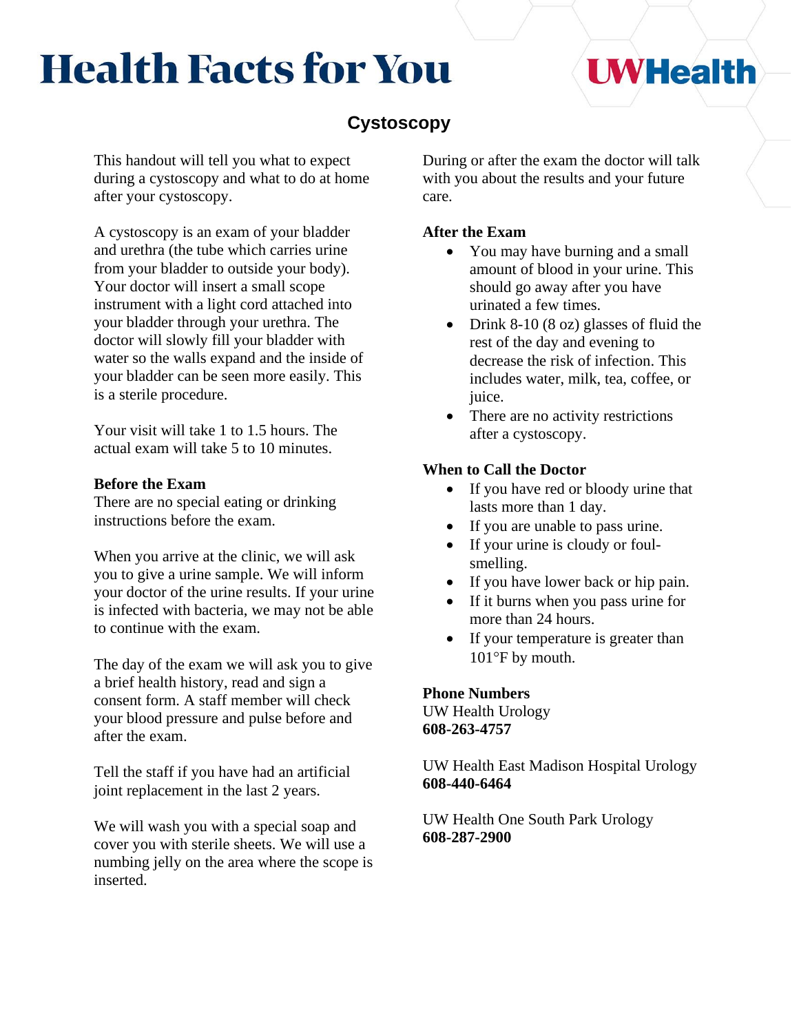# Health Facts for You

UWHealth

## Cystoscopy

This handout will tell you what to expect during a cystoscopy and what to do at home after your cystoscopy.

A cystoscopy is an exam of your bladder and urethra (the tube which carries urine from your bladder to outside your body). Your doctor will insert a small scope instrument with a light cord attached into your bladder through your urethra. The doctor will slowly fill your bladder with water so the walls expand and the inside of your bladder can be seen more easily. This is a sterile procedure.

Your visit will take 1 to 1.5 hours. The actual exam will take 5 to 10 minutes.

**Before the Exam**

There are no special eating or drinking instructions before the exam.

When you arrive at the clinic, we will ask you to give a urine sample. We will inform your doctor of the urine results. If your urine is infected with bacteria, we may not be able to continue with the exam.

The day of the exam we will ask you to give a brief health history, read and sign a consent form. A staff member will check your blood pressure and pulse before and after the exam.

Tell the staff if you have had an artificial joint replacement in the last 2 years.

We will wash you with a special soap and cover you with sterile sheets. We will use a numbing jelly on the area where the scope is inserted.

During or after the exam the doctor will talk with you about the results and your future care.

**After the Exam**

- You may have burning and a small amount of blood in your urine. This should go away after you have urinated a few times.
- Drink 8-10 (8 oz) glasses of fluid the rest of the day and evening to decrease the risk of infection. This includes water, milk, tea, coffee, or juice.
- There are no activity restrictions after a cystoscopy.

**When to Call the Doctor**

- If you have red or bloody urine that lasts more than 1 day.
- If you are unable to pass urine.
- If your urine is cloudy or foul-smelling.
- If you have lower back or hip pain.
- If it burns when you pass urine for more than 24 hours.
- If your temperature is greater than 101°F by mouth.

**Phone Numbers**

UW Health Urology
**608-263-4757**

UW Health East Madison Hospital Urology
**608-440-6464**

UW Health One South Park Urology
**608-287-2900**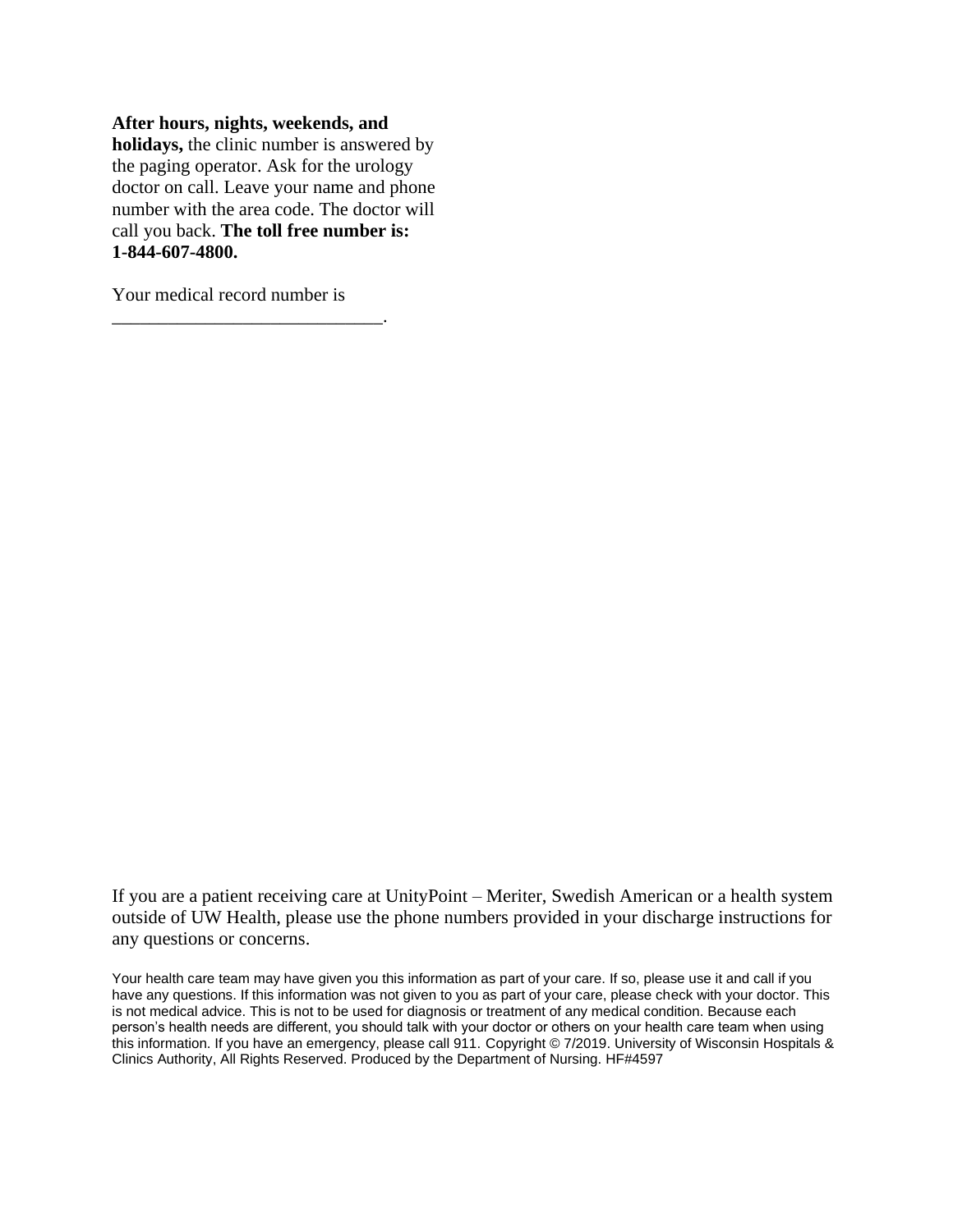**After hours, nights, weekends, and holidays,** the clinic number is answered by the paging operator. Ask for the urology doctor on call. Leave your name and phone number with the area code. The doctor will call you back. **The toll free number is: 1-844-607-4800.**

Your medical record number is _____________________________.

If you are a patient receiving care at UnityPoint – Meriter, Swedish American or a health system outside of UW Health, please use the phone numbers provided in your discharge instructions for any questions or concerns.

Your health care team may have given you this information as part of your care. If so, please use it and call if you have any questions. If this information was not given to you as part of your care, please check with your doctor. This is not medical advice. This is not to be used for diagnosis or treatment of any medical condition. Because each person's health needs are different, you should talk with your doctor or others on your health care team when using this information. If you have an emergency, please call 911. Copyright © 7/2019. University of Wisconsin Hospitals & Clinics Authority, All Rights Reserved. Produced by the Department of Nursing. HF#4597